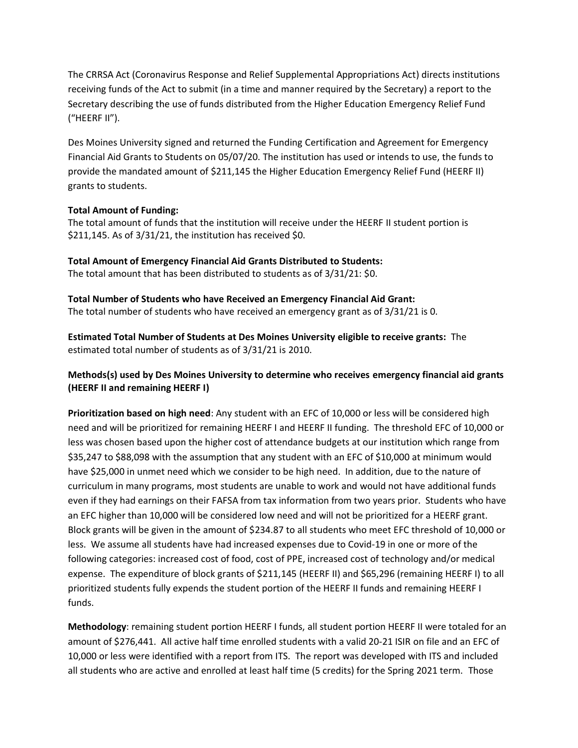The CRRSA Act (Coronavirus Response and Relief Supplemental Appropriations Act) directs institutions receiving funds of the Act to submit (in a time and manner required by the Secretary) a report to the Secretary describing the use of funds distributed from the Higher Education Emergency Relief Fund ("HEERF II").

Des Moines University signed and returned the Funding Certification and Agreement for Emergency Financial Aid Grants to Students on 05/07/20. The institution has used or intends to use, the funds to provide the mandated amount of $211,145 the Higher Education Emergency Relief Fund (HEERF II) grants to students.

**Total Amount of Funding:**
The total amount of funds that the institution will receive under the HEERF II student portion is $211,145. As of 3/31/21, the institution has received $0.

**Total Amount of Emergency Financial Aid Grants Distributed to Students:**
The total amount that has been distributed to students as of 3/31/21: $0.

**Total Number of Students who have Received an Emergency Financial Aid Grant:**
The total number of students who have received an emergency grant as of 3/31/21 is 0.

**Estimated Total Number of Students at Des Moines University eligible to receive grants:** The estimated total number of students as of 3/31/21 is 2010.

**Methods(s) used by Des Moines University to determine who receives emergency financial aid grants (HEERF II and remaining HEERF I)**

**Prioritization based on high need**: Any student with an EFC of 10,000 or less will be considered high need and will be prioritized for remaining HEERF I and HEERF II funding. The threshold EFC of 10,000 or less was chosen based upon the higher cost of attendance budgets at our institution which range from $35,247 to $88,098 with the assumption that any student with an EFC of $10,000 at minimum would have $25,000 in unmet need which we consider to be high need. In addition, due to the nature of curriculum in many programs, most students are unable to work and would not have additional funds even if they had earnings on their FAFSA from tax information from two years prior. Students who have an EFC higher than 10,000 will be considered low need and will not be prioritized for a HEERF grant. Block grants will be given in the amount of $234.87 to all students who meet EFC threshold of 10,000 or less. We assume all students have had increased expenses due to Covid-19 in one or more of the following categories: increased cost of food, cost of PPE, increased cost of technology and/or medical expense. The expenditure of block grants of $211,145 (HEERF II) and $65,296 (remaining HEERF I) to all prioritized students fully expends the student portion of the HEERF II funds and remaining HEERF I funds.

**Methodology**: remaining student portion HEERF I funds, all student portion HEERF II were totaled for an amount of $276,441. All active half time enrolled students with a valid 20-21 ISIR on file and an EFC of 10,000 or less were identified with a report from ITS. The report was developed with ITS and included all students who are active and enrolled at least half time (5 credits) for the Spring 2021 term. Those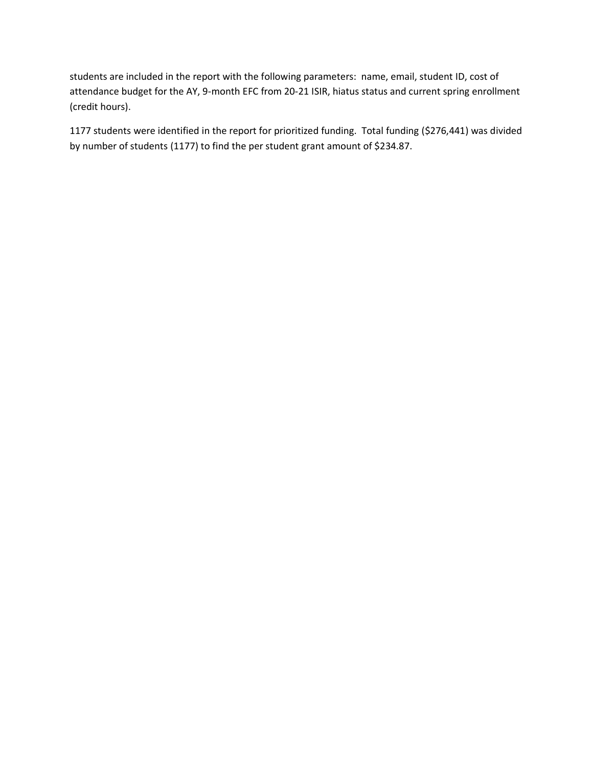students are included in the report with the following parameters: name, email, student ID, cost of attendance budget for the AY, 9-month EFC from 20-21 ISIR, hiatus status and current spring enrollment (credit hours).

1177 students were identified in the report for prioritized funding. Total funding ($276,441) was divided by number of students (1177) to find the per student grant amount of $234.87.